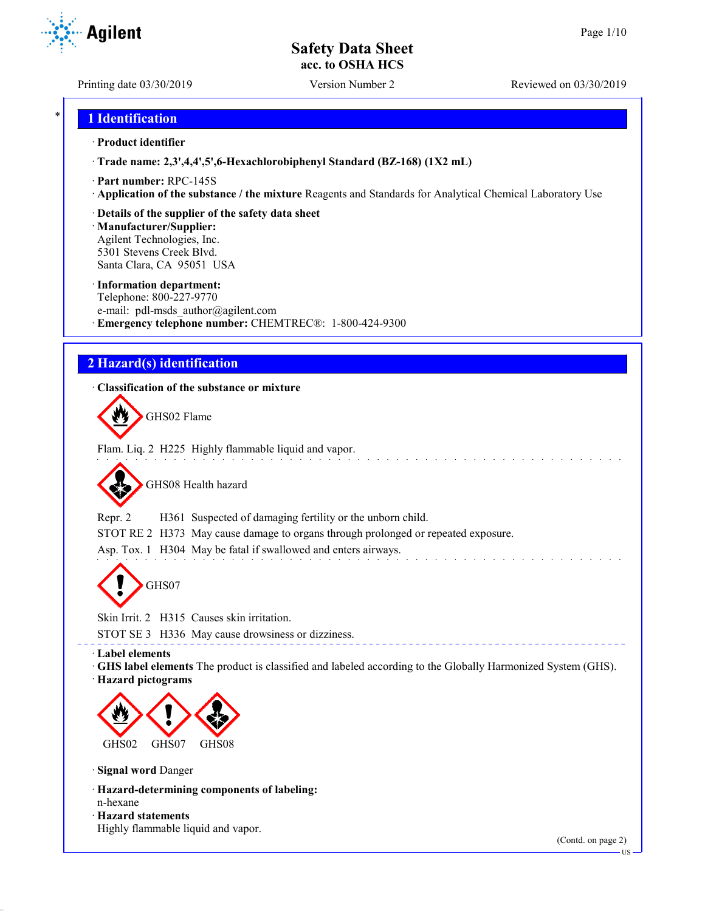Safety Data Sheet
acc. to OSHA HCS

Printing date 03/30/2019 | Version Number 2 | Reviewed on 03/30/2019

## 1 Identification

· **Product identifier**

· **Trade name: 2,3',4,4',5',6-Hexachlorobiphenyl Standard (BZ-168) (1X2 mL)**

· **Part number:** RPC-145S

· **Application of the substance / the mixture** Reagents and Standards for Analytical Chemical Laboratory Use

· **Details of the supplier of the safety data sheet**

· **Manufacturer/Supplier:**
Agilent Technologies, Inc.
5301 Stevens Creek Blvd.
Santa Clara, CA 95051 USA

· **Information department:**
Telephone: 800-227-9770
e-mail: pdl-msds_author@agilent.com

· **Emergency telephone number:** CHEMTREC®: 1-800-424-9300

## 2 Hazard(s) identification

· **Classification of the substance or mixture**

GHS02 Flame

Flam. Liq. 2 H225 Highly flammable liquid and vapor.

GHS08 Health hazard

Repr. 2 H361 Suspected of damaging fertility or the unborn child.

STOT RE 2 H373 May cause damage to organs through prolonged or repeated exposure.

Asp. Tox. 1 H304 May be fatal if swallowed and enters airways.

GHS07

Skin Irrit. 2 H315 Causes skin irritation.

STOT SE 3 H336 May cause drowsiness or dizziness.

· **Label elements**

· **GHS label elements** The product is classified and labeled according to the Globally Harmonized System (GHS).

· **Hazard pictograms**

GHS02 GHS07 GHS08

· **Signal word** Danger

· **Hazard-determining components of labeling:**
n-hexane

· **Hazard statements**
Highly flammable liquid and vapor.

(Contd. on page 2)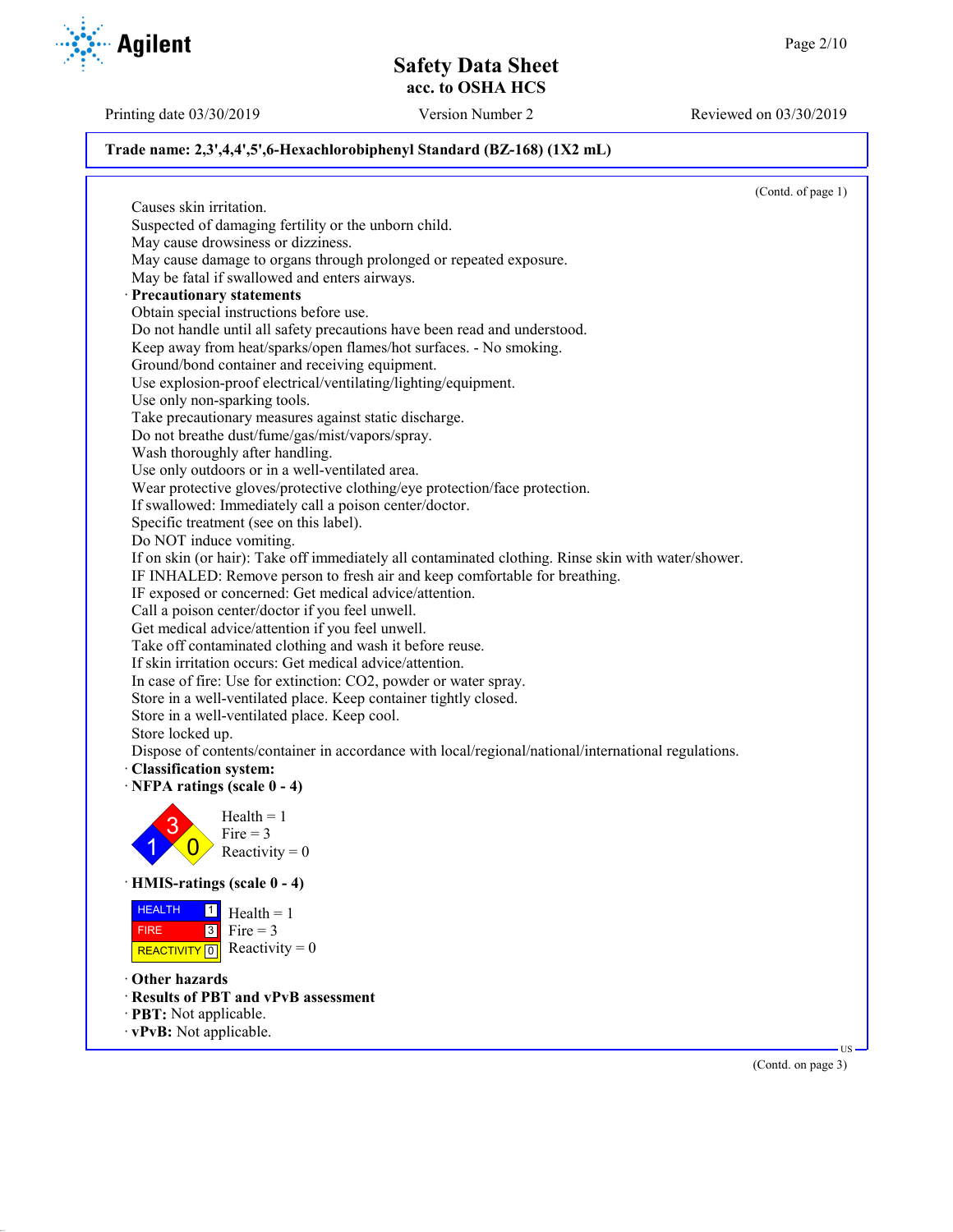**Trade name: 2,3',4,4',5',6-Hexachlorobiphenyl Standard (BZ-168) (1X2 mL)**

(Contd. of page 1)

Causes skin irritation.
Suspected of damaging fertility or the unborn child.
May cause drowsiness or dizziness.
May cause damage to organs through prolonged or repeated exposure.
May be fatal if swallowed and enters airways.

· **Precautionary statements**

Obtain special instructions before use.
Do not handle until all safety precautions have been read and understood.
Keep away from heat/sparks/open flames/hot surfaces. - No smoking.
Ground/bond container and receiving equipment.
Use explosion-proof electrical/ventilating/lighting/equipment.
Use only non-sparking tools.
Take precautionary measures against static discharge.
Do not breathe dust/fume/gas/mist/vapors/spray.
Wash thoroughly after handling.
Use only outdoors or in a well-ventilated area.
Wear protective gloves/protective clothing/eye protection/face protection.
If swallowed: Immediately call a poison center/doctor.
Specific treatment (see on this label).
Do NOT induce vomiting.
If on skin (or hair): Take off immediately all contaminated clothing. Rinse skin with water/shower.
IF INHALED: Remove person to fresh air and keep comfortable for breathing.
IF exposed or concerned: Get medical advice/attention.
Call a poison center/doctor if you feel unwell.
Get medical advice/attention if you feel unwell.
Take off contaminated clothing and wash it before reuse.
If skin irritation occurs: Get medical advice/attention.
In case of fire: Use for extinction: CO2, powder or water spray.
Store in a well-ventilated place. Keep container tightly closed.
Store in a well-ventilated place. Keep cool.
Store locked up.
Dispose of contents/container in accordance with local/regional/national/international regulations.

· **Classification system:**

· **NFPA ratings (scale 0 - 4)**

Health = 1
Fire = 3
Reactivity = 0

· **HMIS-ratings (scale 0 - 4)**

| | | |
|---|---|---|
| HEALTH | 1 | Health = 1 |
| FIRE | 3 | Fire = 3 |
| REACTIVITY | 0 | Reactivity = 0 |

· **Other hazards**

· **Results of PBT and vPvB assessment**

· **PBT:** Not applicable.

· **vPvB:** Not applicable.

(Contd. on page 3)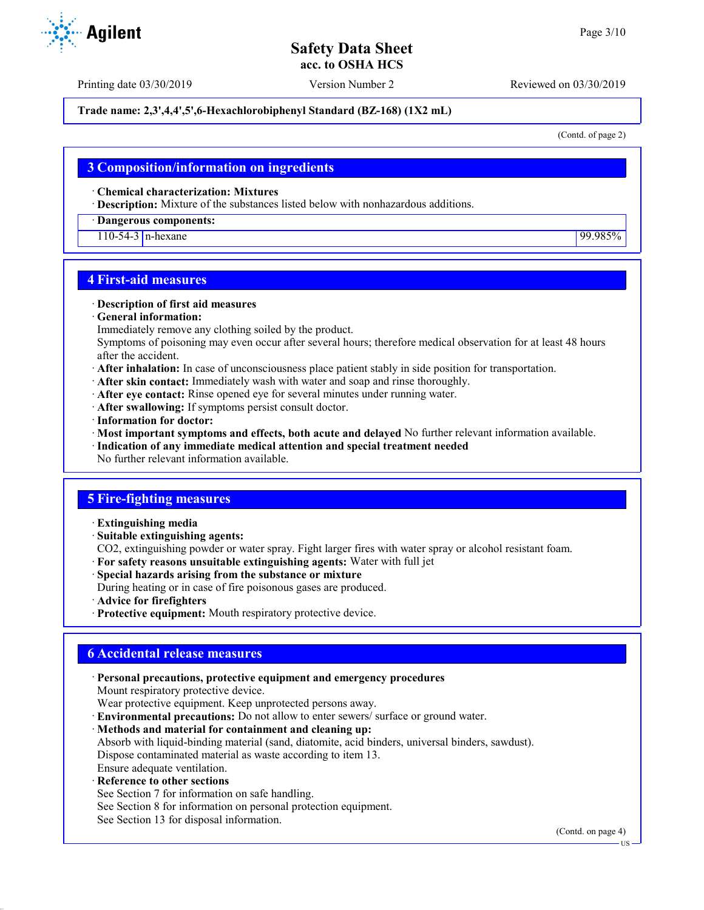**Trade name: 2,3',4,4',5',6-Hexachlorobiphenyl Standard (BZ-168) (1X2 mL)**

(Contd. of page 2)

## 3 Composition/information on ingredients

· **Chemical characterization: Mixtures**
· **Description:** Mixture of the substances listed below with nonhazardous additions.

| · Dangerous components: | | |
|---|---|---|
| 110-54-3 | n-hexane | 99.985% |

## 4 First-aid measures

· **Description of first aid measures**
· **General information:**
Immediately remove any clothing soiled by the product.
Symptoms of poisoning may even occur after several hours; therefore medical observation for at least 48 hours after the accident.
· **After inhalation:** In case of unconsciousness place patient stably in side position for transportation.
· **After skin contact:** Immediately wash with water and soap and rinse thoroughly.
· **After eye contact:** Rinse opened eye for several minutes under running water.
· **After swallowing:** If symptoms persist consult doctor.
· **Information for doctor:**
· **Most important symptoms and effects, both acute and delayed** No further relevant information available.
· **Indication of any immediate medical attention and special treatment needed**
No further relevant information available.

## 5 Fire-fighting measures

· **Extinguishing media**
· **Suitable extinguishing agents:**
CO2, extinguishing powder or water spray. Fight larger fires with water spray or alcohol resistant foam.
· **For safety reasons unsuitable extinguishing agents:** Water with full jet
· **Special hazards arising from the substance or mixture**
During heating or in case of fire poisonous gases are produced.
· **Advice for firefighters**
· **Protective equipment:** Mouth respiratory protective device.

## 6 Accidental release measures

· **Personal precautions, protective equipment and emergency procedures**
Mount respiratory protective device.
Wear protective equipment. Keep unprotected persons away.
· **Environmental precautions:** Do not allow to enter sewers/ surface or ground water.
· **Methods and material for containment and cleaning up:**
Absorb with liquid-binding material (sand, diatomite, acid binders, universal binders, sawdust).
Dispose contaminated material as waste according to item 13.
Ensure adequate ventilation.
· **Reference to other sections**
See Section 7 for information on safe handling.
See Section 8 for information on personal protection equipment.
See Section 13 for disposal information.

(Contd. on page 4)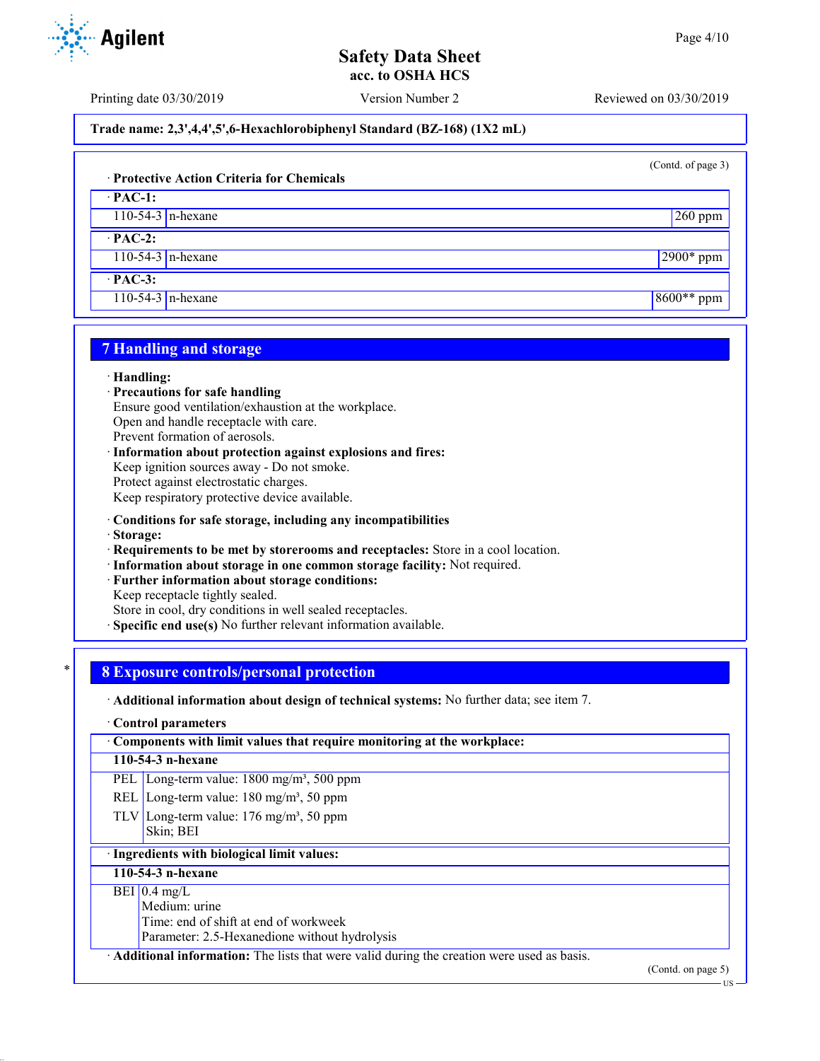Trade name: 2,3',4,4',5',6-Hexachlorobiphenyl Standard (BZ-168) (1X2 mL)

(Contd. of page 3)

· **Protective Action Criteria for Chemicals**

| · **PAC-1:** | | |
|---|---|---|
| 110-54-3 | n-hexane | 260 ppm |
| · **PAC-2:** | | |
| 110-54-3 | n-hexane | 2900* ppm |
| · **PAC-3:** | | |
| 110-54-3 | n-hexane | 8600** ppm |

## 7 Handling and storage

· **Handling:**
· **Precautions for safe handling**
Ensure good ventilation/exhaustion at the workplace.
Open and handle receptacle with care.
Prevent formation of aerosols.
· **Information about protection against explosions and fires:**
Keep ignition sources away - Do not smoke.
Protect against electrostatic charges.
Keep respiratory protective device available.

· **Conditions for safe storage, including any incompatibilities**
· **Storage:**
· **Requirements to be met by storerooms and receptacles:** Store in a cool location.
· **Information about storage in one common storage facility:** Not required.
· **Further information about storage conditions:**
Keep receptacle tightly sealed.
Store in cool, dry conditions in well sealed receptacles.
· **Specific end use(s)** No further relevant information available.

## 8 Exposure controls/personal protection

· **Additional information about design of technical systems:** No further data; see item 7.

· **Control parameters**

| · **Components with limit values that require monitoring at the workplace:** | |
|---|---|
| **110-54-3 n-hexane** | |
| PEL | Long-term value: 1800 mg/m³, 500 ppm |
| REL | Long-term value: 180 mg/m³, 50 ppm |
| TLV | Long-term value: 176 mg/m³, 50 ppm<br>Skin; BEI |

| · **Ingredients with biological limit values:** | |
|---|---|
| **110-54-3 n-hexane** | |
| BEI | 0.4 mg/L<br>Medium: urine<br>Time: end of shift at end of workweek<br>Parameter: 2.5-Hexanedione without hydrolysis |

· **Additional information:** The lists that were valid during the creation were used as basis.

(Contd. on page 5)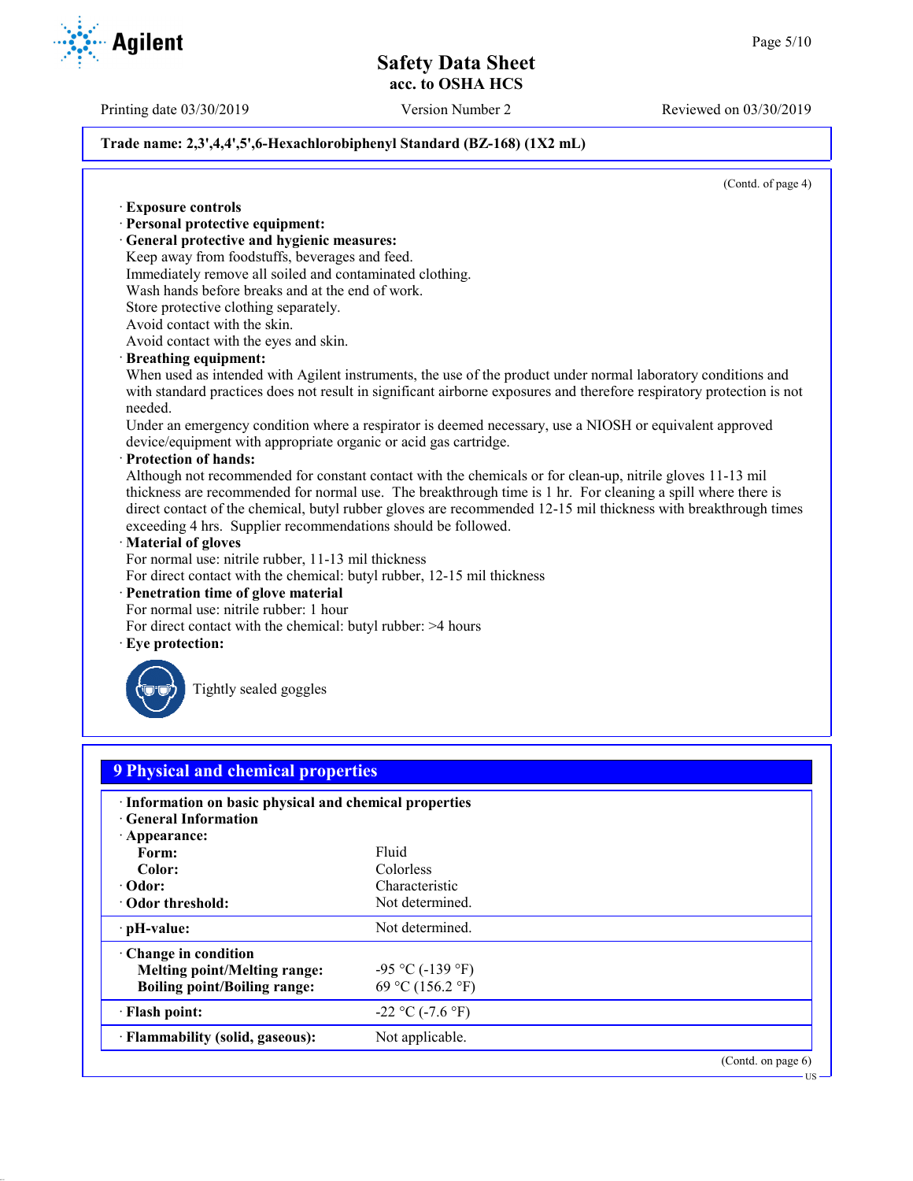**Trade name: 2,3',4,4',5',6-Hexachlorobiphenyl Standard (BZ-168) (1X2 mL)**

(Contd. of page 4)

· **Exposure controls**
· **Personal protective equipment:**
· **General protective and hygienic measures:**
Keep away from foodstuffs, beverages and feed.
Immediately remove all soiled and contaminated clothing.
Wash hands before breaks and at the end of work.
Store protective clothing separately.
Avoid contact with the skin.
Avoid contact with the eyes and skin.
· **Breathing equipment:**
When used as intended with Agilent instruments, the use of the product under normal laboratory conditions and with standard practices does not result in significant airborne exposures and therefore respiratory protection is not needed.
Under an emergency condition where a respirator is deemed necessary, use a NIOSH or equivalent approved device/equipment with appropriate organic or acid gas cartridge.
· **Protection of hands:**
Although not recommended for constant contact with the chemicals or for clean-up, nitrile gloves 11-13 mil thickness are recommended for normal use. The breakthrough time is 1 hr. For cleaning a spill where there is direct contact of the chemical, butyl rubber gloves are recommended 12-15 mil thickness with breakthrough times exceeding 4 hrs. Supplier recommendations should be followed.
· **Material of gloves**
For normal use: nitrile rubber, 11-13 mil thickness
For direct contact with the chemical: butyl rubber, 12-15 mil thickness
· **Penetration time of glove material**
For normal use: nitrile rubber: 1 hour
For direct contact with the chemical: butyl rubber: >4 hours
· **Eye protection:**

Tightly sealed goggles

## 9 Physical and chemical properties

| | |
|---|---|
| · **Information on basic physical and chemical properties** | |
| · **General Information** | |
| · **Appearance:** | |
| **Form:** | Fluid |
| **Color:** | Colorless |
| · **Odor:** | Characteristic |
| · **Odor threshold:** | Not determined. |
| · **pH-value:** | Not determined. |
| · **Change in condition** | |
| **Melting point/Melting range:** | -95 °C (-139 °F) |
| **Boiling point/Boiling range:** | 69 °C (156.2 °F) |
| · **Flash point:** | -22 °C (-7.6 °F) |
| · **Flammability (solid, gaseous):** | Not applicable. |

(Contd. on page 6)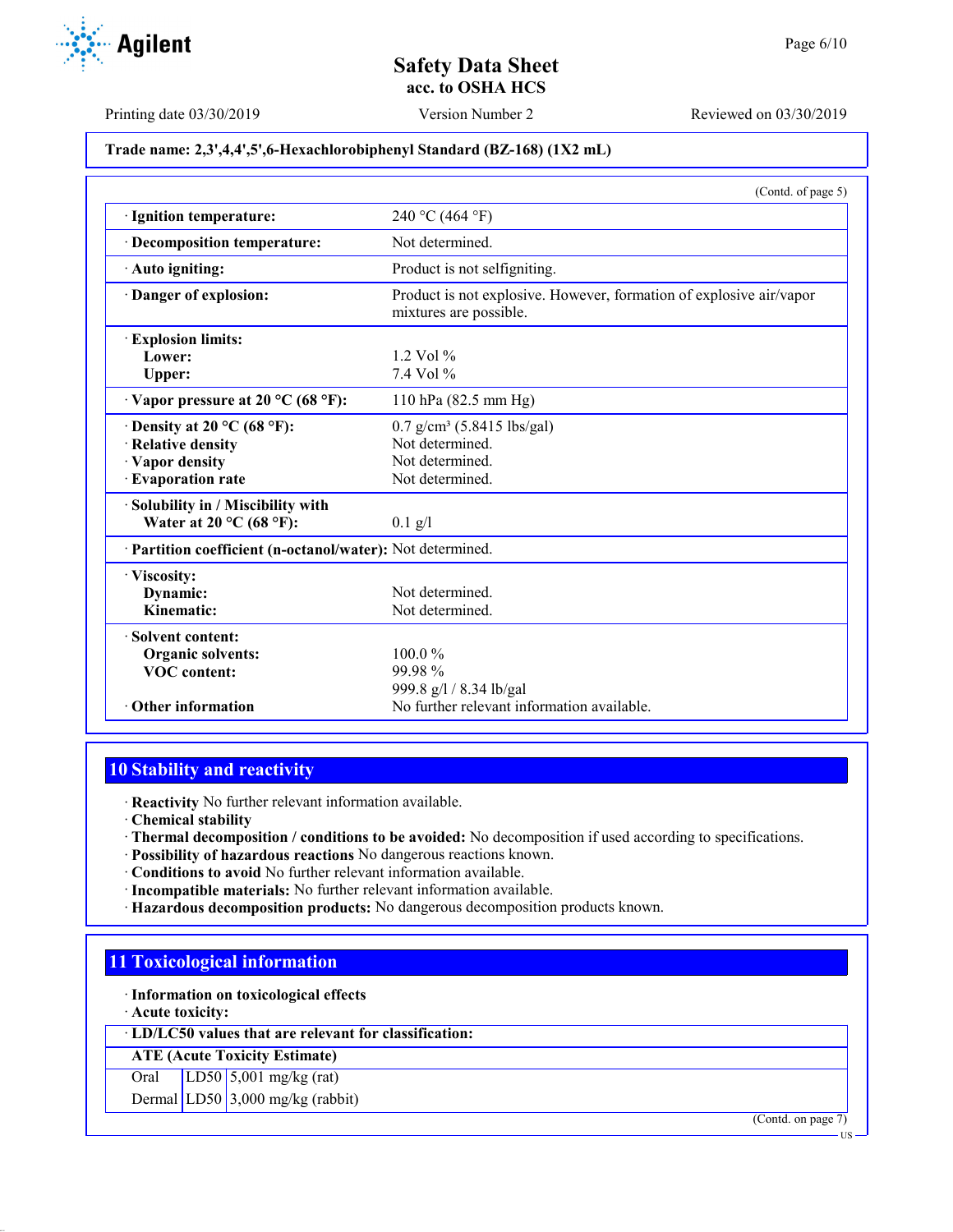Trade name: 2,3',4,4',5',6-Hexachlorobiphenyl Standard (BZ-168) (1X2 mL)

(Contd. of page 5)

| | |
|---|---|
| · **Ignition temperature:** | 240 °C (464 °F) |
| · **Decomposition temperature:** | Not determined. |
| · **Auto igniting:** | Product is not selfigniting. |
| · **Danger of explosion:** | Product is not explosive. However, formation of explosive air/vapor mixtures are possible. |
| · **Explosion limits:** | |
| **Lower:** | 1.2 Vol % |
| **Upper:** | 7.4 Vol % |
| · **Vapor pressure at 20 °C (68 °F):** | 110 hPa (82.5 mm Hg) |
| · **Density at 20 °C (68 °F):** | 0.7 g/cm³ (5.8415 lbs/gal) |
| · **Relative density** | Not determined. |
| · **Vapor density** | Not determined. |
| · **Evaporation rate** | Not determined. |
| · **Solubility in / Miscibility with** | |
| **Water at 20 °C (68 °F):** | 0.1 g/l |
| · **Partition coefficient (n-octanol/water):** | Not determined. |
| · **Viscosity:** | |
| **Dynamic:** | Not determined. |
| **Kinematic:** | Not determined. |
| · **Solvent content:** | |
| **Organic solvents:** | 100.0 % |
| **VOC content:** | 99.98 % |
| | 999.8 g/l / 8.34 lb/gal |
| · **Other information** | No further relevant information available. |

## 10 Stability and reactivity

· **Reactivity** No further relevant information available.
· **Chemical stability**
· **Thermal decomposition / conditions to be avoided:** No decomposition if used according to specifications.
· **Possibility of hazardous reactions** No dangerous reactions known.
· **Conditions to avoid** No further relevant information available.
· **Incompatible materials:** No further relevant information available.
· **Hazardous decomposition products:** No dangerous decomposition products known.

## 11 Toxicological information

· **Information on toxicological effects**
· **Acute toxicity:**

| · **LD/LC50 values that are relevant for classification:** | | |
|---|---|---|
| **ATE (Acute Toxicity Estimate)** | | |
| Oral | LD50 | 5,001 mg/kg (rat) |
| Dermal | LD50 | 3,000 mg/kg (rabbit) |

(Contd. on page 7)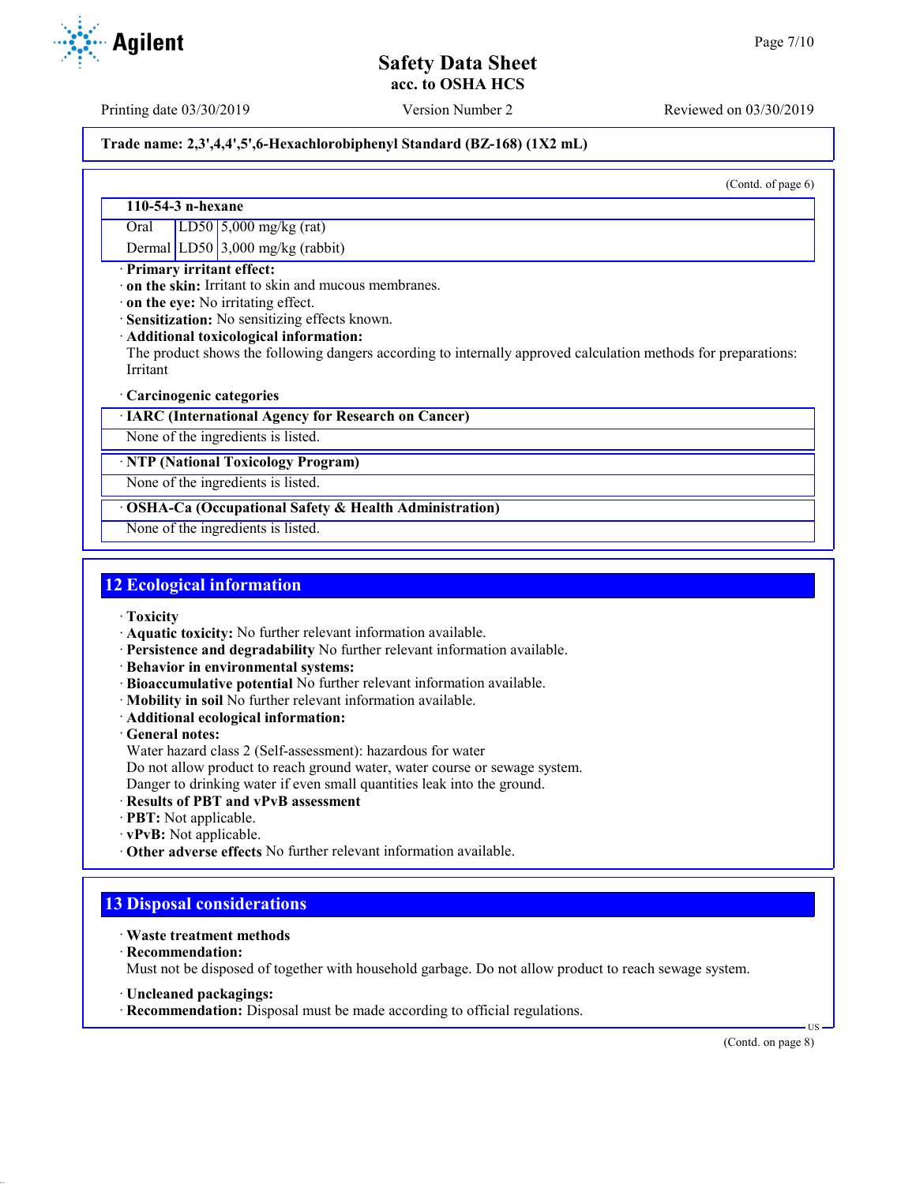**Trade name: 2,3',4,4',5',6-Hexachlorobiphenyl Standard (BZ-168) (1X2 mL)**

(Contd. of page 6)

| 110-54-3 n-hexane | | |
|---|---|---|
| Oral | LD50 | 5,000 mg/kg (rat) |
| Dermal | LD50 | 3,000 mg/kg (rabbit) |

· **Primary irritant effect:**
· **on the skin:** Irritant to skin and mucous membranes.
· **on the eye:** No irritating effect.
· **Sensitization:** No sensitizing effects known.
· **Additional toxicological information:**
The product shows the following dangers according to internally approved calculation methods for preparations:
Irritant

· **Carcinogenic categories**

| · IARC (International Agency for Research on Cancer) |
|---|
| None of the ingredients is listed. |

| · NTP (National Toxicology Program) |
|---|
| None of the ingredients is listed. |

| · OSHA-Ca (Occupational Safety & Health Administration) |
|---|
| None of the ingredients is listed. |

## 12 Ecological information

· **Toxicity**
· **Aquatic toxicity:** No further relevant information available.
· **Persistence and degradability** No further relevant information available.
· **Behavior in environmental systems:**
· **Bioaccumulative potential** No further relevant information available.
· **Mobility in soil** No further relevant information available.
· **Additional ecological information:**
· **General notes:**
Water hazard class 2 (Self-assessment): hazardous for water
Do not allow product to reach ground water, water course or sewage system.
Danger to drinking water if even small quantities leak into the ground.
· **Results of PBT and vPvB assessment**
· **PBT:** Not applicable.
· **vPvB:** Not applicable.
· **Other adverse effects** No further relevant information available.

## 13 Disposal considerations

· **Waste treatment methods**
· **Recommendation:**
Must not be disposed of together with household garbage. Do not allow product to reach sewage system.

· **Uncleaned packagings:**
· **Recommendation:** Disposal must be made according to official regulations.

(Contd. on page 8)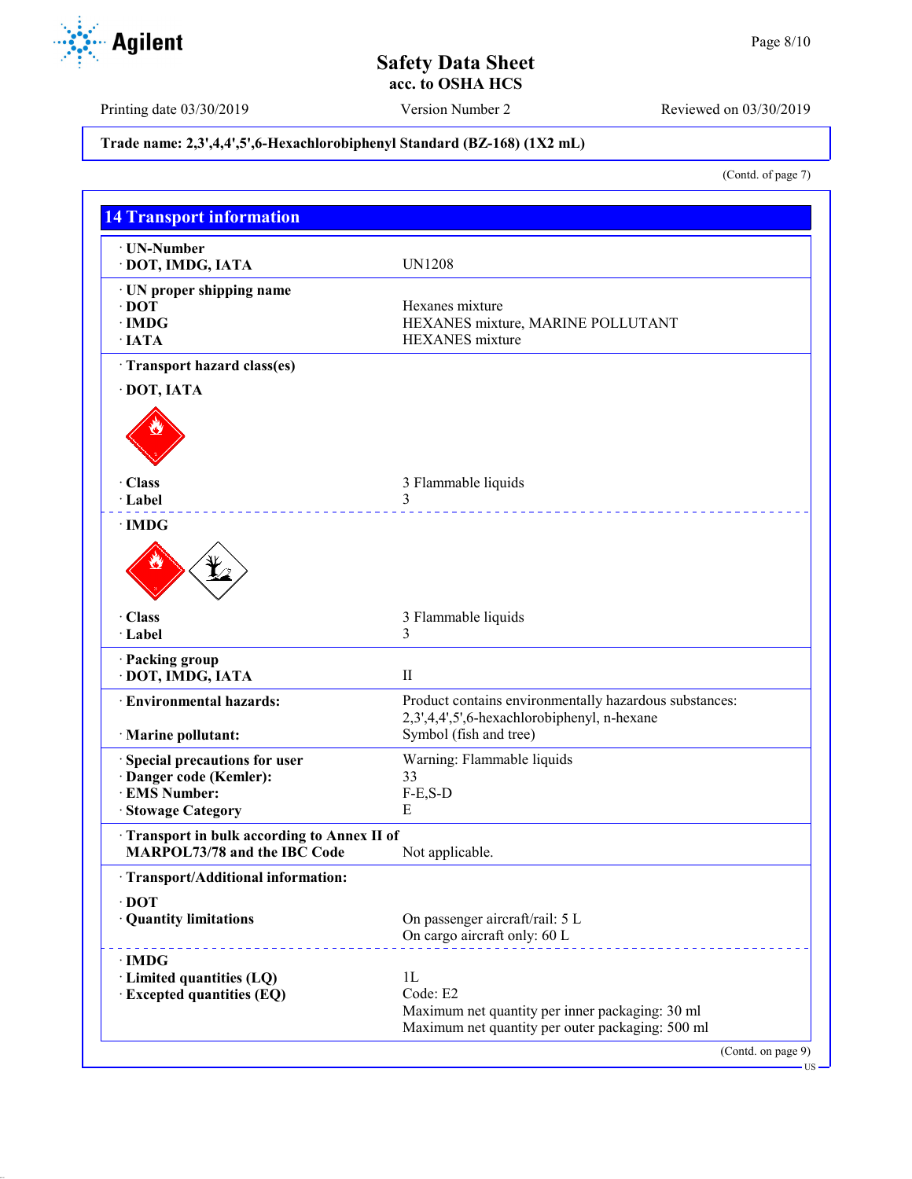**Trade name: 2,3',4,4',5',6-Hexachlorobiphenyl Standard (BZ-168) (1X2 mL)**

(Contd. of page 7)

## 14 Transport information

| | |
|---|---|
| · **UN-Number** | |
| · **DOT, IMDG, IATA** | UN1208 |
| · **UN proper shipping name** | |
| · **DOT** | Hexanes mixture |
| · **IMDG** | HEXANES mixture, MARINE POLLUTANT |
| · **IATA** | HEXANES mixture |
| · **Transport hazard class(es)** | |
| · **DOT, IATA** | |
| · **Class** | 3 Flammable liquids |
| · **Label** | 3 |
| · **IMDG** | |
| · **Class** | 3 Flammable liquids |
| · **Label** | 3 |
| · **Packing group** | |
| · **DOT, IMDG, IATA** | II |
| · **Environmental hazards:** | Product contains environmentally hazardous substances: 2,3',4,4',5',6-hexachlorobiphenyl, n-hexane |
| · **Marine pollutant:** | Symbol (fish and tree) |
| · **Special precautions for user** | Warning: Flammable liquids |
| · **Danger code (Kemler):** | 33 |
| · **EMS Number:** | F-E,S-D |
| · **Stowage Category** | E |
| · **Transport in bulk according to Annex II of MARPOL73/78 and the IBC Code** | Not applicable. |
| · **Transport/Additional information:** | |
| · **DOT** | |
| · **Quantity limitations** | On passenger aircraft/rail: 5 L<br>On cargo aircraft only: 60 L |
| · **IMDG** | |
| · **Limited quantities (LQ)** | 1L |
| · **Excepted quantities (EQ)** | Code: E2<br>Maximum net quantity per inner packaging: 30 ml<br>Maximum net quantity per outer packaging: 500 ml |

(Contd. on page 9)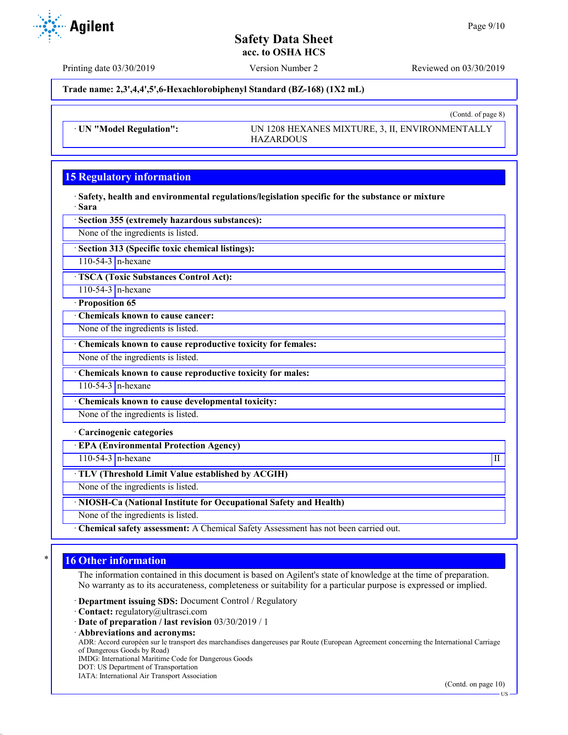**Trade name: 2,3',4,4',5',6-Hexachlorobiphenyl Standard (BZ-168) (1X2 mL)**

(Contd. of page 8)

| · UN "Model Regulation": | UN 1208 HEXANES MIXTURE, 3, II, ENVIRONMENTALLY HAZARDOUS |
|---|---|

## 15 Regulatory information

· **Safety, health and environmental regulations/legislation specific for the substance or mixture**
· **Sara**

· **Section 355 (extremely hazardous substances):**
None of the ingredients is listed.

· **Section 313 (Specific toxic chemical listings):**

| 110-54-3 | n-hexane |
|---|---|

· **TSCA (Toxic Substances Control Act):**

| 110-54-3 | n-hexane |
|---|---|

· **Proposition 65**

· **Chemicals known to cause cancer:**
None of the ingredients is listed.

· **Chemicals known to cause reproductive toxicity for females:**
None of the ingredients is listed.

· **Chemicals known to cause reproductive toxicity for males:**

| 110-54-3 | n-hexane |
|---|---|

· **Chemicals known to cause developmental toxicity:**
None of the ingredients is listed.

· **Carcinogenic categories**

· **EPA (Environmental Protection Agency)**

| 110-54-3 | n-hexane | II |
|---|---|---|

· **TLV (Threshold Limit Value established by ACGIH)**
None of the ingredients is listed.

· **NIOSH-Ca (National Institute for Occupational Safety and Health)**
None of the ingredients is listed.

· **Chemical safety assessment:** A Chemical Safety Assessment has not been carried out.

## 16 Other information

The information contained in this document is based on Agilent's state of knowledge at the time of preparation. No warranty as to its accurateness, completeness or suitability for a particular purpose is expressed or implied.

· **Department issuing SDS:** Document Control / Regulatory
· **Contact:** regulatory@ultrasci.com
· **Date of preparation / last revision** 03/30/2019 / 1
· **Abbreviations and acronyms:**
ADR: Accord européen sur le transport des marchandises dangereuses par Route (European Agreement concerning the International Carriage of Dangerous Goods by Road)
IMDG: International Maritime Code for Dangerous Goods
DOT: US Department of Transportation
IATA: International Air Transport Association

(Contd. on page 10)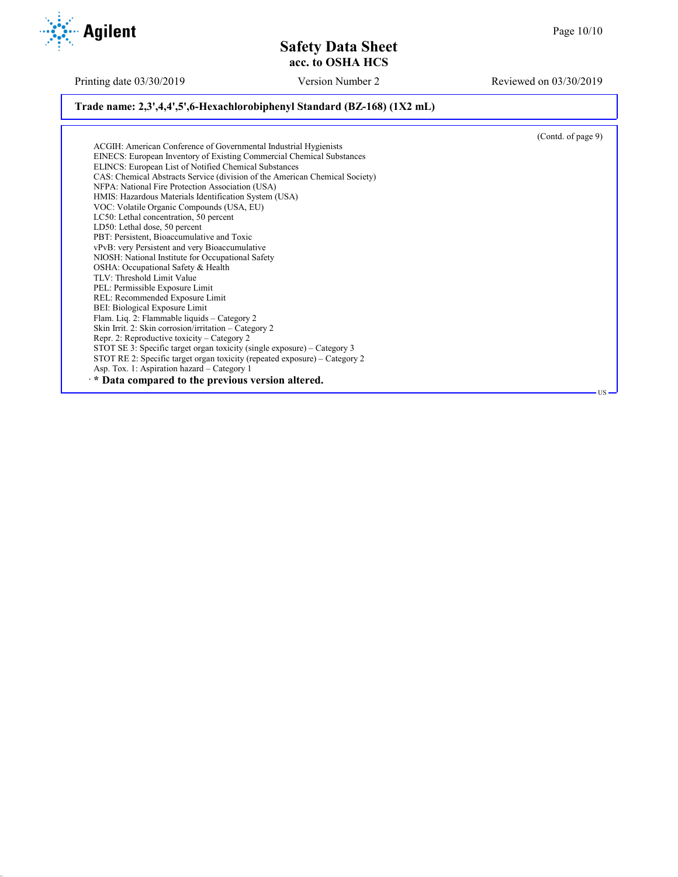**Trade name: 2,3',4,4',5',6-Hexachlorobiphenyl Standard (BZ-168) (1X2 mL)**

(Contd. of page 9)

ACGIH: American Conference of Governmental Industrial Hygienists
EINECS: European Inventory of Existing Commercial Chemical Substances
ELINCS: European List of Notified Chemical Substances
CAS: Chemical Abstracts Service (division of the American Chemical Society)
NFPA: National Fire Protection Association (USA)
HMIS: Hazardous Materials Identification System (USA)
VOC: Volatile Organic Compounds (USA, EU)
LC50: Lethal concentration, 50 percent
LD50: Lethal dose, 50 percent
PBT: Persistent, Bioaccumulative and Toxic
vPvB: very Persistent and very Bioaccumulative
NIOSH: National Institute for Occupational Safety
OSHA: Occupational Safety & Health
TLV: Threshold Limit Value
PEL: Permissible Exposure Limit
REL: Recommended Exposure Limit
BEI: Biological Exposure Limit
Flam. Liq. 2: Flammable liquids – Category 2
Skin Irrit. 2: Skin corrosion/irritation – Category 2
Repr. 2: Reproductive toxicity – Category 2
STOT SE 3: Specific target organ toxicity (single exposure) – Category 3
STOT RE 2: Specific target organ toxicity (repeated exposure) – Category 2
Asp. Tox. 1: Aspiration hazard – Category 1

· **\* Data compared to the previous version altered.**